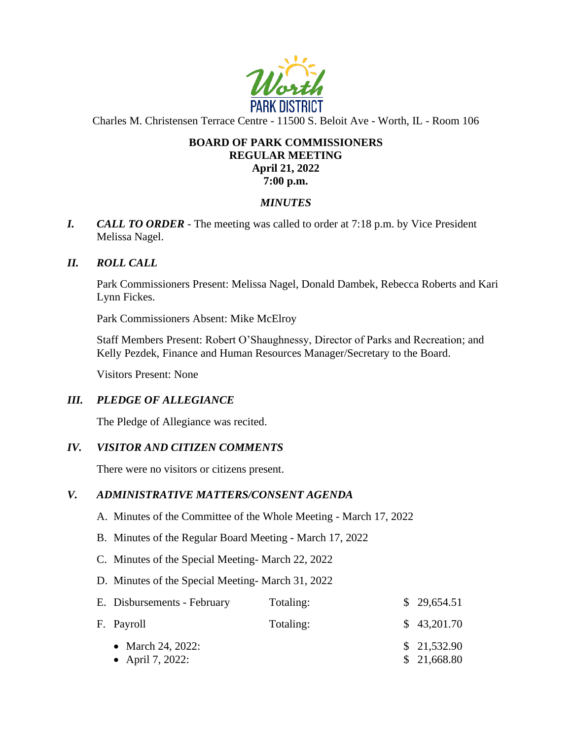Worth PARK DISTRICT

Charles M. Christensen Terrace Centre - 11500 S. Beloit Ave - Worth, IL - Room 106

**BOARD OF PARK COMMISSIONERS**
**REGULAR MEETING**
**April 21, 2022**
**7:00 p.m.**

***MINUTES***

***I. CALL TO ORDER*** - The meeting was called to order at 7:18 p.m. by Vice President Melissa Nagel.

***II. ROLL CALL***

Park Commissioners Present: Melissa Nagel, Donald Dambek, Rebecca Roberts and Kari Lynn Fickes.

Park Commissioners Absent: Mike McElroy

Staff Members Present: Robert O'Shaughnessy, Director of Parks and Recreation; and Kelly Pezdek, Finance and Human Resources Manager/Secretary to the Board.

Visitors Present: None

***III. PLEDGE OF ALLEGIANCE***

The Pledge of Allegiance was recited.

***IV. VISITOR AND CITIZEN COMMENTS***

There were no visitors or citizens present.

***V. ADMINISTRATIVE MATTERS/CONSENT AGENDA***

A. Minutes of the Committee of the Whole Meeting - March 17, 2022

B. Minutes of the Regular Board Meeting - March 17, 2022

C. Minutes of the Special Meeting- March 22, 2022

D. Minutes of the Special Meeting- March 31, 2022

| | | |
|---|---|---|
| E. Disbursements - February | Totaling: | $ 29,654.51 |
| F. Payroll | Totaling: | $ 43,201.70 |
| • March 24, 2022: | | $ 21,532.90 |
| • April 7, 2022: | | $ 21,668.80 |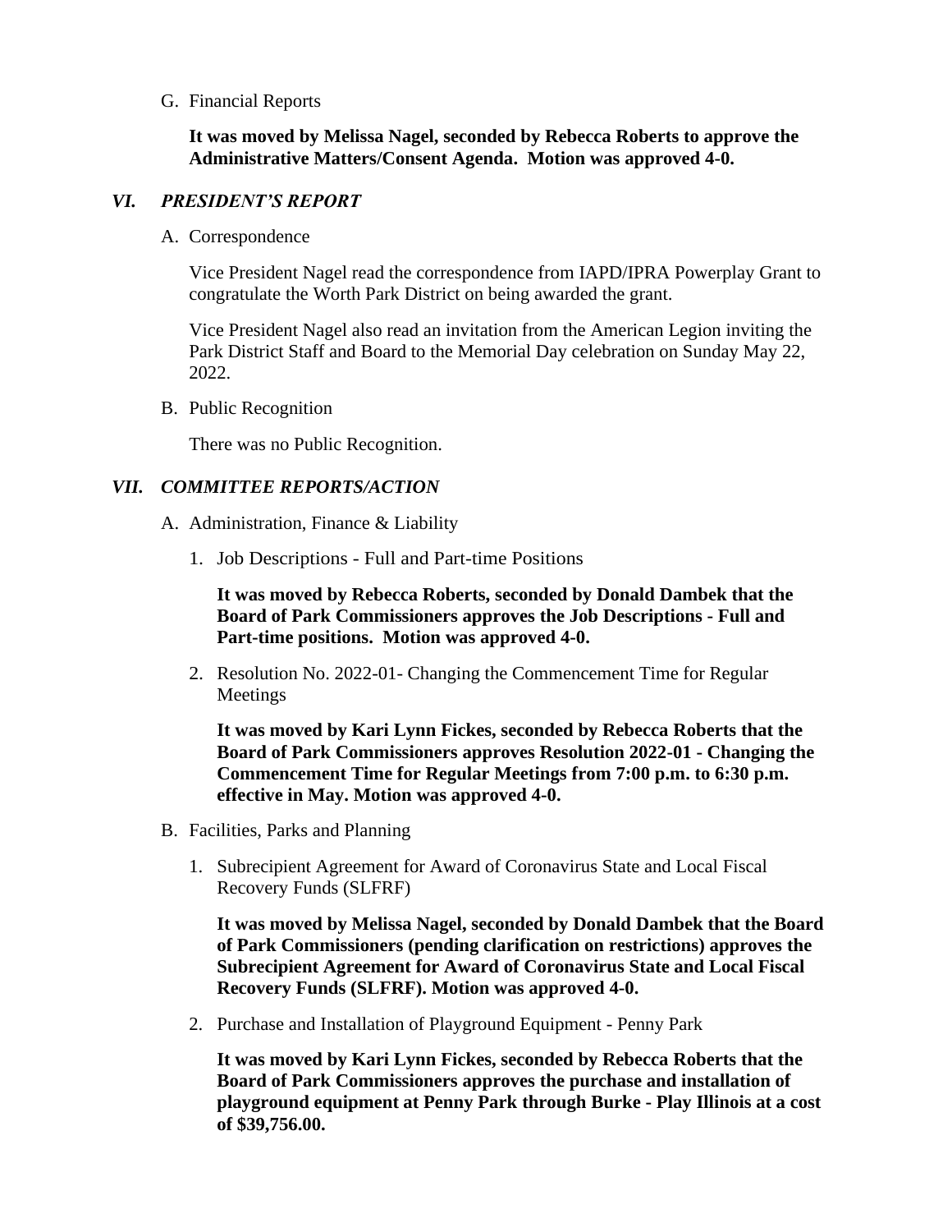G. Financial Reports

**It was moved by Melissa Nagel, seconded by Rebecca Roberts to approve the Administrative Matters/Consent Agenda. Motion was approved 4-0.**

## *VI. PRESIDENT'S REPORT*

A. Correspondence

Vice President Nagel read the correspondence from IAPD/IPRA Powerplay Grant to congratulate the Worth Park District on being awarded the grant.

Vice President Nagel also read an invitation from the American Legion inviting the Park District Staff and Board to the Memorial Day celebration on Sunday May 22, 2022.

B. Public Recognition

There was no Public Recognition.

## *VII. COMMITTEE REPORTS/ACTION*

A. Administration, Finance & Liability

1. Job Descriptions - Full and Part-time Positions

   **It was moved by Rebecca Roberts, seconded by Donald Dambek that the Board of Park Commissioners approves the Job Descriptions - Full and Part-time positions. Motion was approved 4-0.**

2. Resolution No. 2022-01- Changing the Commencement Time for Regular Meetings

   **It was moved by Kari Lynn Fickes, seconded by Rebecca Roberts that the Board of Park Commissioners approves Resolution 2022-01 - Changing the Commencement Time for Regular Meetings from 7:00 p.m. to 6:30 p.m. effective in May. Motion was approved 4-0.**

B. Facilities, Parks and Planning

1. Subrecipient Agreement for Award of Coronavirus State and Local Fiscal Recovery Funds (SLFRF)

   **It was moved by Melissa Nagel, seconded by Donald Dambek that the Board of Park Commissioners (pending clarification on restrictions) approves the Subrecipient Agreement for Award of Coronavirus State and Local Fiscal Recovery Funds (SLFRF). Motion was approved 4-0.**

2. Purchase and Installation of Playground Equipment - Penny Park

   **It was moved by Kari Lynn Fickes, seconded by Rebecca Roberts that the Board of Park Commissioners approves the purchase and installation of playground equipment at Penny Park through Burke - Play Illinois at a cost of $39,756.00.**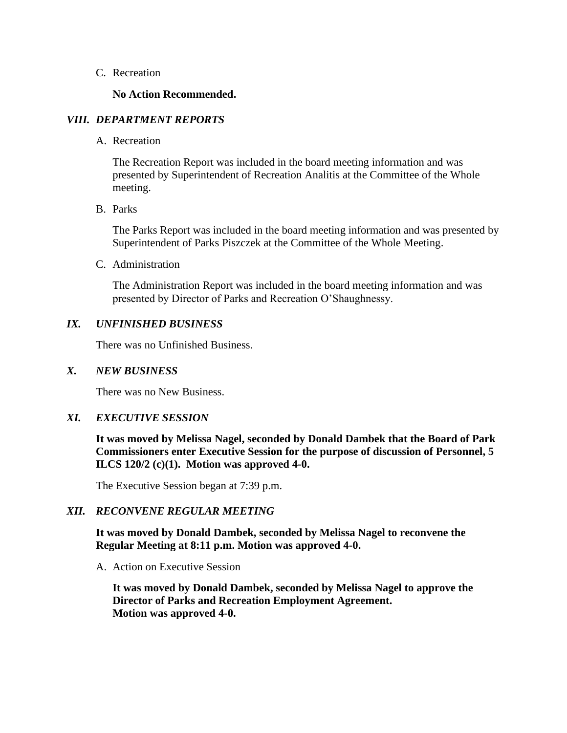C. Recreation

**No Action Recommended.**

## *VIII. DEPARTMENT REPORTS*

A. Recreation

The Recreation Report was included in the board meeting information and was presented by Superintendent of Recreation Analitis at the Committee of the Whole meeting.

B. Parks

The Parks Report was included in the board meeting information and was presented by Superintendent of Parks Piszczek at the Committee of the Whole Meeting.

C. Administration

The Administration Report was included in the board meeting information and was presented by Director of Parks and Recreation O'Shaughnessy.

## *IX. UNFINISHED BUSINESS*

There was no Unfinished Business.

## *X. NEW BUSINESS*

There was no New Business.

## *XI. EXECUTIVE SESSION*

**It was moved by Melissa Nagel, seconded by Donald Dambek that the Board of Park Commissioners enter Executive Session for the purpose of discussion of Personnel, 5 ILCS 120/2 (c)(1). Motion was approved 4-0.**

The Executive Session began at 7:39 p.m.

## *XII. RECONVENE REGULAR MEETING*

**It was moved by Donald Dambek, seconded by Melissa Nagel to reconvene the Regular Meeting at 8:11 p.m. Motion was approved 4-0.**

A. Action on Executive Session

**It was moved by Donald Dambek, seconded by Melissa Nagel to approve the Director of Parks and Recreation Employment Agreement.**
**Motion was approved 4-0.**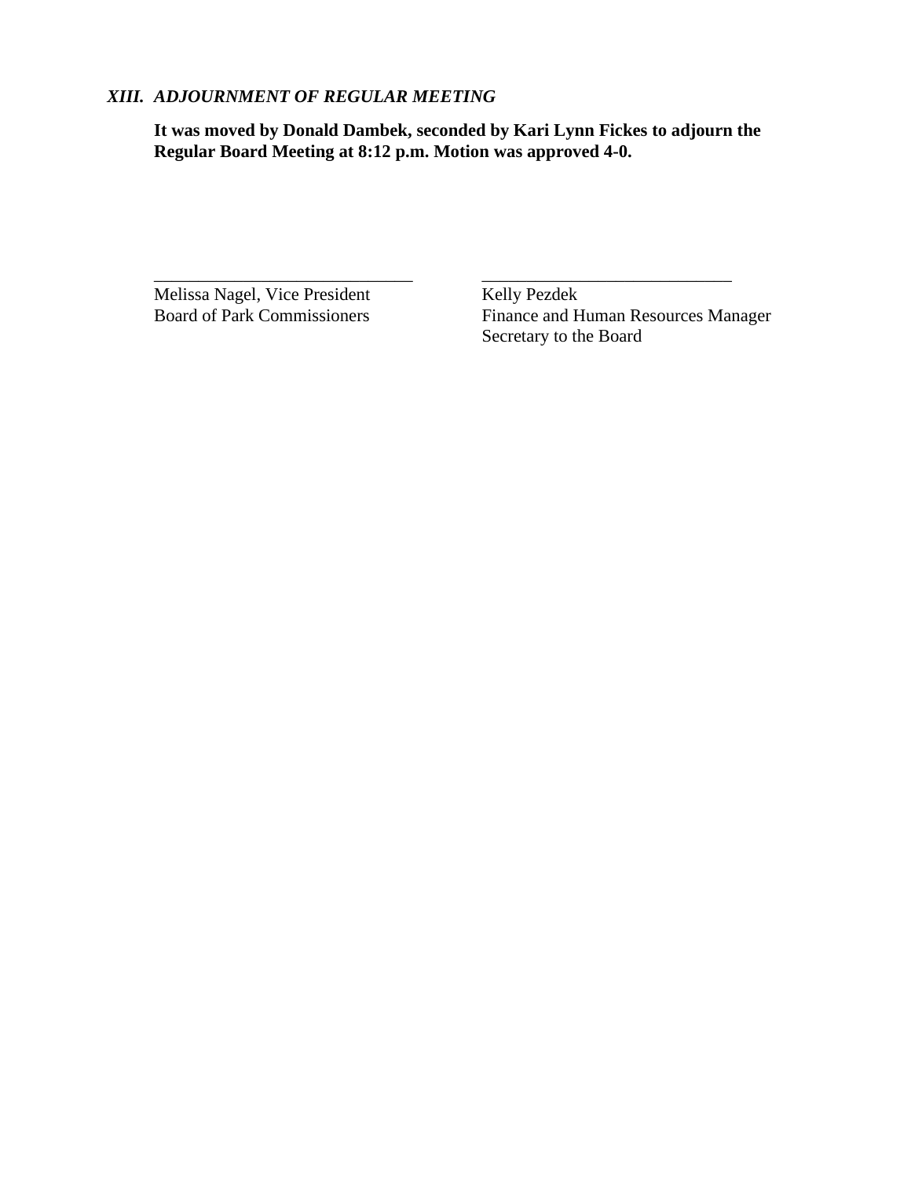### *XIII. ADJOURNMENT OF REGULAR MEETING*

**It was moved by Donald Dambek, seconded by Kari Lynn Fickes to adjourn the Regular Board Meeting at 8:12 p.m. Motion was approved 4-0.**

\_\_\_\_\_\_\_\_\_\_\_\_\_\_\_\_\_\_\_\_\_\_\_\_\_\_\_\_\_\_
Melissa Nagel, Vice President
Board of Park Commissioners

\_\_\_\_\_\_\_\_\_\_\_\_\_\_\_\_\_\_\_\_\_\_\_\_\_\_\_\_\_\_
Kelly Pezdek
Finance and Human Resources Manager
Secretary to the Board